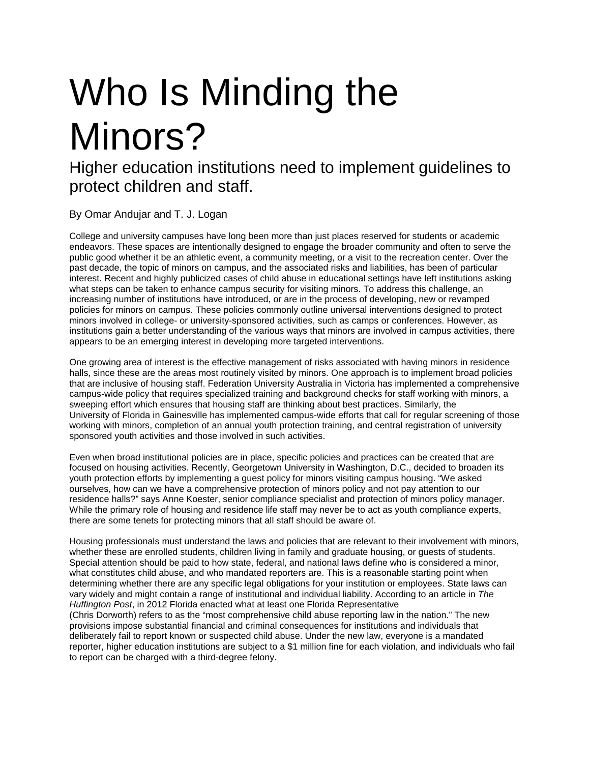# Who Is Minding the Minors?

## Higher education institutions need to implement guidelines to protect children and staff.

By Omar Andujar and T. J. Logan

College and university campuses have long been more than just places reserved for students or academic endeavors. These spaces are intentionally designed to engage the broader community and often to serve the public good whether it be an athletic event, a community meeting, or a visit to the recreation center. Over the past decade, the topic of minors on campus, and the associated risks and liabilities, has been of particular interest. Recent and highly publicized cases of child abuse in educational settings have left institutions asking what steps can be taken to enhance campus security for visiting minors. To address this challenge, an increasing number of institutions have introduced, or are in the process of developing, new or revamped policies for minors on campus. These policies commonly outline universal interventions designed to protect minors involved in college- or university-sponsored activities, such as camps or conferences. However, as institutions gain a better understanding of the various ways that minors are involved in campus activities, there appears to be an emerging interest in developing more targeted interventions.

One growing area of interest is the effective management of risks associated with having minors in residence halls, since these are the areas most routinely visited by minors. One approach is to implement broad policies that are inclusive of housing staff. Federation University Australia in Victoria has implemented a comprehensive campus-wide policy that requires specialized training and background checks for staff working with minors, a sweeping effort which ensures that housing staff are thinking about best practices. Similarly, the University of Florida in Gainesville has implemented campus-wide efforts that call for regular screening of those working with minors, completion of an annual youth protection training, and central registration of university sponsored youth activities and those involved in such activities.

Even when broad institutional policies are in place, specific policies and practices can be created that are focused on housing activities. Recently, Georgetown University in Washington, D.C., decided to broaden its youth protection efforts by implementing a guest policy for minors visiting campus housing. "We asked ourselves, how can we have a comprehensive protection of minors policy and not pay attention to our residence halls?" says Anne Koester, senior compliance specialist and protection of minors policy manager. While the primary role of housing and residence life staff may never be to act as youth compliance experts, there are some tenets for protecting minors that all staff should be aware of.

Housing professionals must understand the laws and policies that are relevant to their involvement with minors, whether these are enrolled students, children living in family and graduate housing, or guests of students. Special attention should be paid to how state, federal, and national laws define who is considered a minor, what constitutes child abuse, and who mandated reporters are. This is a reasonable starting point when determining whether there are any specific legal obligations for your institution or employees. State laws can vary widely and might contain a range of institutional and individual liability. According to an article in *The Huffington Post*, in 2012 Florida enacted what at least one Florida Representative (Chris Dorworth) refers to as the "most comprehensive child abuse reporting law in the nation." The new provisions impose substantial financial and criminal consequences for institutions and individuals that deliberately fail to report known or suspected child abuse. Under the new law, everyone is a mandated reporter, higher education institutions are subject to a $1 million fine for each violation, and individuals who fail to report can be charged with a third-degree felony.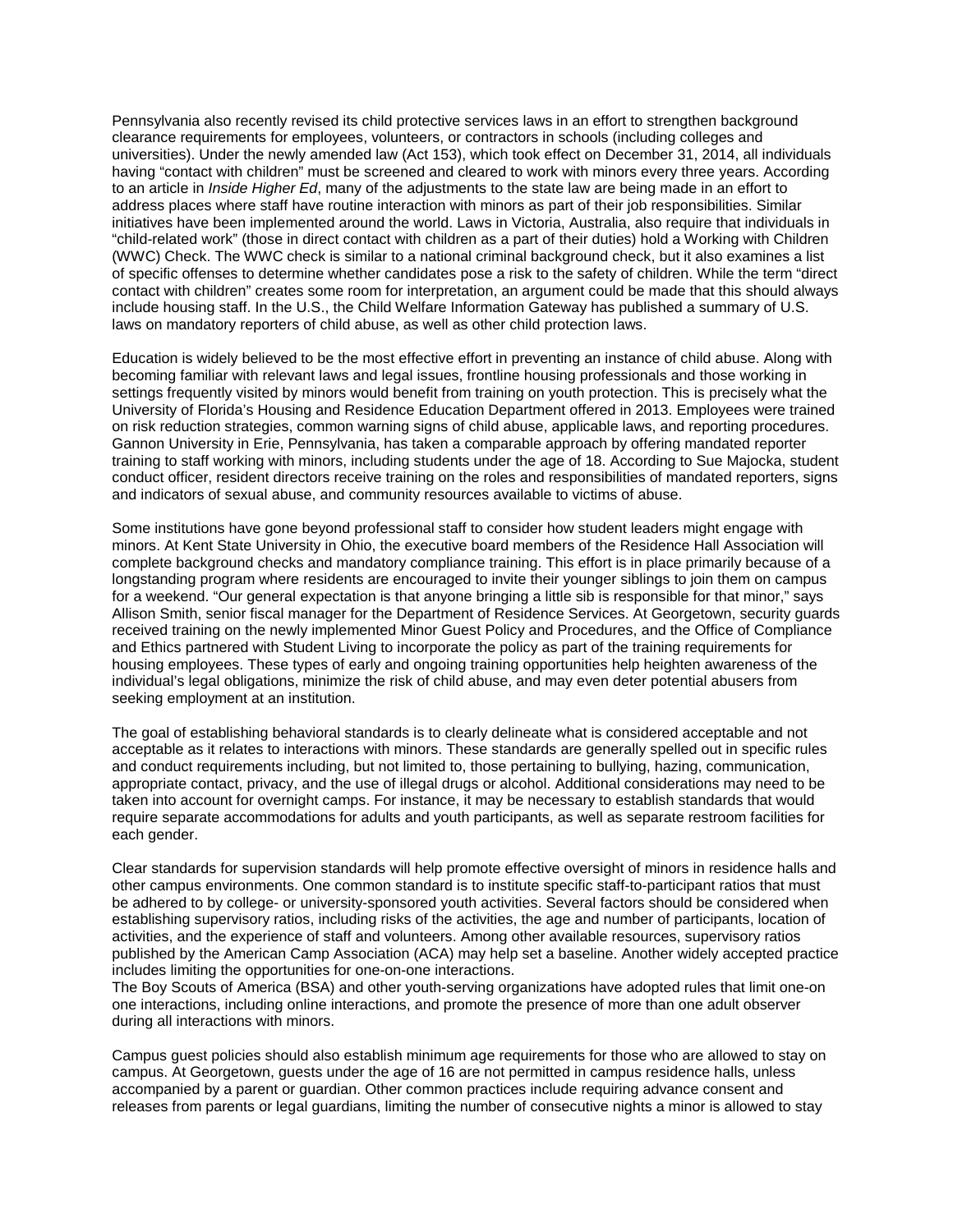Pennsylvania also recently revised its child protective services laws in an effort to strengthen background clearance requirements for employees, volunteers, or contractors in schools (including colleges and universities). Under the newly amended law (Act 153), which took effect on December 31, 2014, all individuals having "contact with children" must be screened and cleared to work with minors every three years. According to an article in *Inside Higher Ed*, many of the adjustments to the state law are being made in an effort to address places where staff have routine interaction with minors as part of their job responsibilities. Similar initiatives have been implemented around the world. Laws in Victoria, Australia, also require that individuals in "child-related work" (those in direct contact with children as a part of their duties) hold a Working with Children (WWC) Check. The WWC check is similar to a national criminal background check, but it also examines a list of specific offenses to determine whether candidates pose a risk to the safety of children. While the term "direct contact with children" creates some room for interpretation, an argument could be made that this should always include housing staff. In the U.S., the Child Welfare Information Gateway has published a summary of U.S. laws on mandatory reporters of child abuse, as well as other child protection laws.

Education is widely believed to be the most effective effort in preventing an instance of child abuse. Along with becoming familiar with relevant laws and legal issues, frontline housing professionals and those working in settings frequently visited by minors would benefit from training on youth protection. This is precisely what the University of Florida's Housing and Residence Education Department offered in 2013. Employees were trained on risk reduction strategies, common warning signs of child abuse, applicable laws, and reporting procedures. Gannon University in Erie, Pennsylvania, has taken a comparable approach by offering mandated reporter training to staff working with minors, including students under the age of 18. According to Sue Majocka, student conduct officer, resident directors receive training on the roles and responsibilities of mandated reporters, signs and indicators of sexual abuse, and community resources available to victims of abuse.

Some institutions have gone beyond professional staff to consider how student leaders might engage with minors. At Kent State University in Ohio, the executive board members of the Residence Hall Association will complete background checks and mandatory compliance training. This effort is in place primarily because of a longstanding program where residents are encouraged to invite their younger siblings to join them on campus for a weekend. "Our general expectation is that anyone bringing a little sib is responsible for that minor," says Allison Smith, senior fiscal manager for the Department of Residence Services. At Georgetown, security guards received training on the newly implemented Minor Guest Policy and Procedures, and the Office of Compliance and Ethics partnered with Student Living to incorporate the policy as part of the training requirements for housing employees. These types of early and ongoing training opportunities help heighten awareness of the individual's legal obligations, minimize the risk of child abuse, and may even deter potential abusers from seeking employment at an institution.

The goal of establishing behavioral standards is to clearly delineate what is considered acceptable and not acceptable as it relates to interactions with minors. These standards are generally spelled out in specific rules and conduct requirements including, but not limited to, those pertaining to bullying, hazing, communication, appropriate contact, privacy, and the use of illegal drugs or alcohol. Additional considerations may need to be taken into account for overnight camps. For instance, it may be necessary to establish standards that would require separate accommodations for adults and youth participants, as well as separate restroom facilities for each gender.

Clear standards for supervision standards will help promote effective oversight of minors in residence halls and other campus environments. One common standard is to institute specific staff-to-participant ratios that must be adhered to by college- or university-sponsored youth activities. Several factors should be considered when establishing supervisory ratios, including risks of the activities, the age and number of participants, location of activities, and the experience of staff and volunteers. Among other available resources, supervisory ratios published by the American Camp Association (ACA) may help set a baseline. Another widely accepted practice includes limiting the opportunities for one-on-one interactions.
The Boy Scouts of America (BSA) and other youth-serving organizations have adopted rules that limit one-on one interactions, including online interactions, and promote the presence of more than one adult observer during all interactions with minors.

Campus guest policies should also establish minimum age requirements for those who are allowed to stay on campus. At Georgetown, guests under the age of 16 are not permitted in campus residence halls, unless accompanied by a parent or guardian. Other common practices include requiring advance consent and releases from parents or legal guardians, limiting the number of consecutive nights a minor is allowed to stay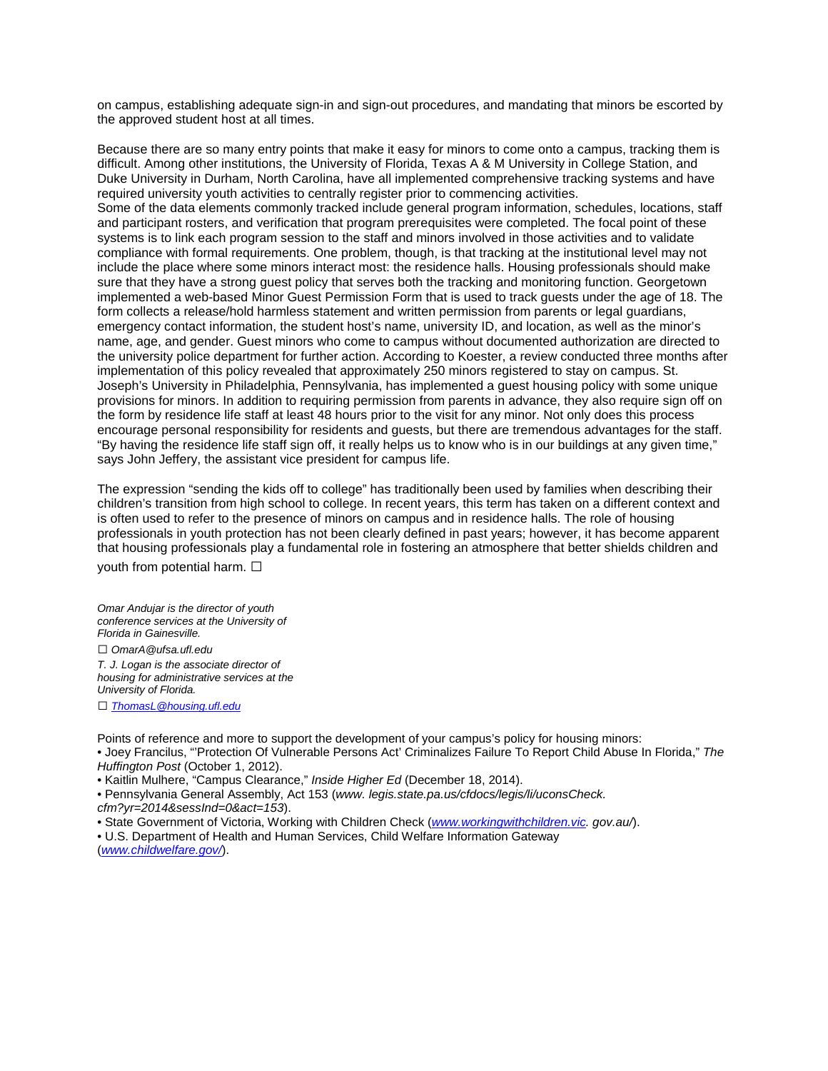on campus, establishing adequate sign-in and sign-out procedures, and mandating that minors be escorted by the approved student host at all times.

Because there are so many entry points that make it easy for minors to come onto a campus, tracking them is difficult. Among other institutions, the University of Florida, Texas A & M University in College Station, and Duke University in Durham, North Carolina, have all implemented comprehensive tracking systems and have required university youth activities to centrally register prior to commencing activities.

Some of the data elements commonly tracked include general program information, schedules, locations, staff and participant rosters, and verification that program prerequisites were completed. The focal point of these systems is to link each program session to the staff and minors involved in those activities and to validate compliance with formal requirements. One problem, though, is that tracking at the institutional level may not include the place where some minors interact most: the residence halls. Housing professionals should make sure that they have a strong guest policy that serves both the tracking and monitoring function. Georgetown implemented a web-based Minor Guest Permission Form that is used to track guests under the age of 18. The form collects a release/hold harmless statement and written permission from parents or legal guardians, emergency contact information, the student host's name, university ID, and location, as well as the minor's name, age, and gender. Guest minors who come to campus without documented authorization are directed to the university police department for further action. According to Koester, a review conducted three months after implementation of this policy revealed that approximately 250 minors registered to stay on campus. St. Joseph's University in Philadelphia, Pennsylvania, has implemented a guest housing policy with some unique provisions for minors. In addition to requiring permission from parents in advance, they also require sign off on the form by residence life staff at least 48 hours prior to the visit for any minor. Not only does this process encourage personal responsibility for residents and guests, but there are tremendous advantages for the staff. "By having the residence life staff sign off, it really helps us to know who is in our buildings at any given time," says John Jeffery, the assistant vice president for campus life.

The expression "sending the kids off to college" has traditionally been used by families when describing their children's transition from high school to college. In recent years, this term has taken on a different context and is often used to refer to the presence of minors on campus and in residence halls. The role of housing professionals in youth protection has not been clearly defined in past years; however, it has become apparent that housing professionals play a fundamental role in fostering an atmosphere that better shields children and youth from potential harm. ☐

*Omar Andujar is the director of youth conference services at the University of Florida in Gainesville.*

☐ *OmarA@ufsa.ufl.edu*

*T. J. Logan is the associate director of housing for administrative services at the University of Florida.*

☐ *ThomasL@housing.ufl.edu*

Points of reference and more to support the development of your campus's policy for housing minors:

- Joey Francilus, "'Protection Of Vulnerable Persons Act' Criminalizes Failure To Report Child Abuse In Florida," *The Huffington Post* (October 1, 2012).
- Kaitlin Mulhere, "Campus Clearance," *Inside Higher Ed* (December 18, 2014).
- Pennsylvania General Assembly, Act 153 (*www. legis.state.pa.us/cfdocs/legis/li/uconsCheck. cfm?yr=2014&sessInd=0&act=153*).
- State Government of Victoria, Working with Children Check (*www.workingwithchildren.vic. gov.au/*).
- U.S. Department of Health and Human Services, Child Welfare Information Gateway (*www.childwelfare.gov/*).